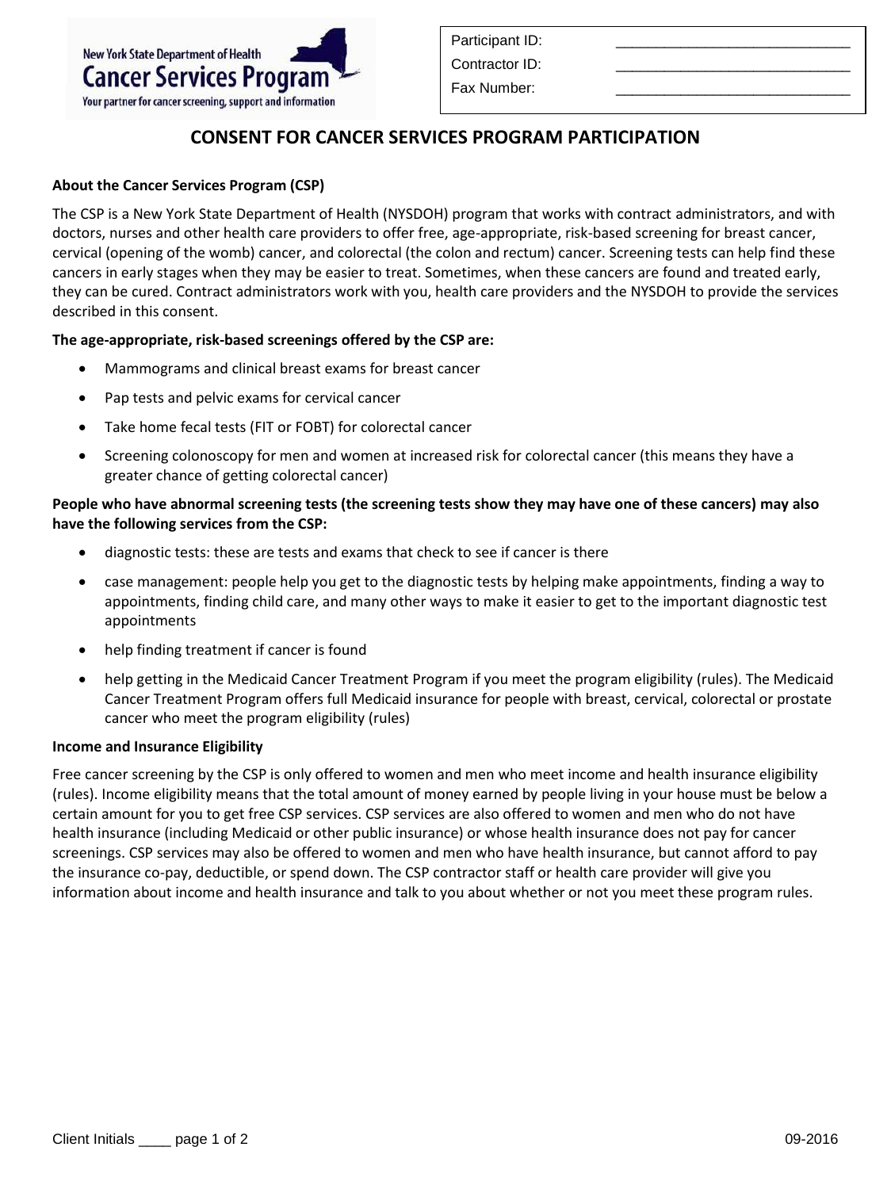New York State Department of Health
**Cancer Services Program**
Your partner for cancer screening, support and information

| | |
|---|---|
| Participant ID: | ____________________ |
| Contractor ID: | ____________________ |
| Fax Number: | ____________________ |

# CONSENT FOR CANCER SERVICES PROGRAM PARTICIPATION

**About the Cancer Services Program (CSP)**

The CSP is a New York State Department of Health (NYSDOH) program that works with contract administrators, and with doctors, nurses and other health care providers to offer free, age-appropriate, risk-based screening for breast cancer, cervical (opening of the womb) cancer, and colorectal (the colon and rectum) cancer. Screening tests can help find these cancers in early stages when they may be easier to treat. Sometimes, when these cancers are found and treated early, they can be cured. Contract administrators work with you, health care providers and the NYSDOH to provide the services described in this consent.

**The age-appropriate, risk-based screenings offered by the CSP are:**

- Mammograms and clinical breast exams for breast cancer
- Pap tests and pelvic exams for cervical cancer
- Take home fecal tests (FIT or FOBT) for colorectal cancer
- Screening colonoscopy for men and women at increased risk for colorectal cancer (this means they have a greater chance of getting colorectal cancer)

**People who have abnormal screening tests (the screening tests show they may have one of these cancers) may also have the following services from the CSP:**

- diagnostic tests: these are tests and exams that check to see if cancer is there
- case management: people help you get to the diagnostic tests by helping make appointments, finding a way to appointments, finding child care, and many other ways to make it easier to get to the important diagnostic test appointments
- help finding treatment if cancer is found
- help getting in the Medicaid Cancer Treatment Program if you meet the program eligibility (rules). The Medicaid Cancer Treatment Program offers full Medicaid insurance for people with breast, cervical, colorectal or prostate cancer who meet the program eligibility (rules)

**Income and Insurance Eligibility**

Free cancer screening by the CSP is only offered to women and men who meet income and health insurance eligibility (rules). Income eligibility means that the total amount of money earned by people living in your house must be below a certain amount for you to get free CSP services. CSP services are also offered to women and men who do not have health insurance (including Medicaid or other public insurance) or whose health insurance does not pay for cancer screenings. CSP services may also be offered to women and men who have health insurance, but cannot afford to pay the insurance co-pay, deductible, or spend down. The CSP contractor staff or health care provider will give you information about income and health insurance and talk to you about whether or not you meet these program rules.

Client Initials ____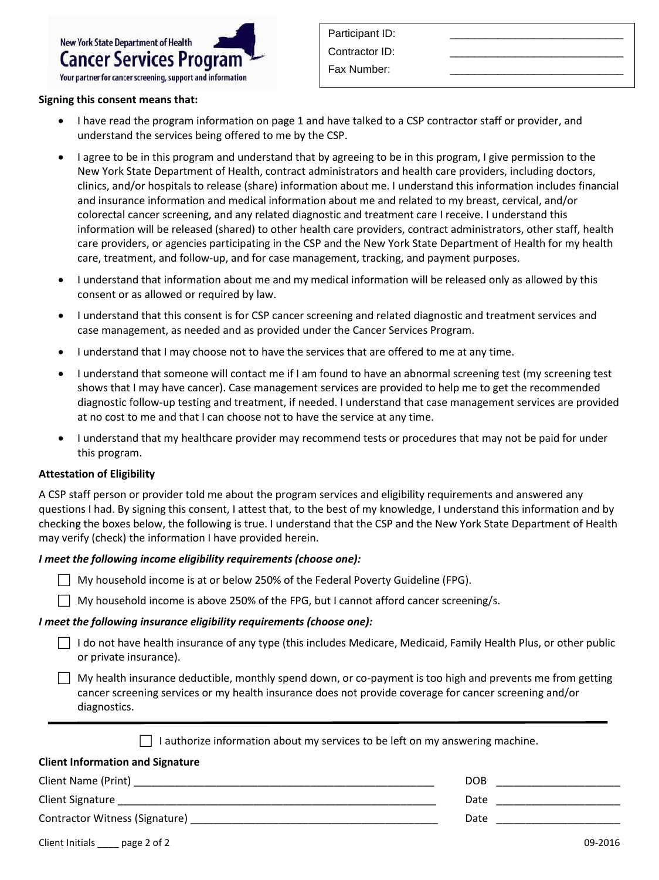New York State Department of Health
**Cancer Services Program**
Your partner for cancer screening, support and information

Participant ID: ____________________
Contractor ID: ____________________
Fax Number: ____________________

**Signing this consent means that:**

- I have read the program information on page 1 and have talked to a CSP contractor staff or provider, and understand the services being offered to me by the CSP.
- I agree to be in this program and understand that by agreeing to be in this program, I give permission to the New York State Department of Health, contract administrators and health care providers, including doctors, clinics, and/or hospitals to release (share) information about me. I understand this information includes financial and insurance information and medical information about me and related to my breast, cervical, and/or colorectal cancer screening, and any related diagnostic and treatment care I receive. I understand this information will be released (shared) to other health care providers, contract administrators, other staff, health care providers, or agencies participating in the CSP and the New York State Department of Health for my health care, treatment, and follow-up, and for case management, tracking, and payment purposes.
- I understand that information about me and my medical information will be released only as allowed by this consent or as allowed or required by law.
- I understand that this consent is for CSP cancer screening and related diagnostic and treatment services and case management, as needed and as provided under the Cancer Services Program.
- I understand that I may choose not to have the services that are offered to me at any time.
- I understand that someone will contact me if I am found to have an abnormal screening test (my screening test shows that I may have cancer). Case management services are provided to help me to get the recommended diagnostic follow-up testing and treatment, if needed. I understand that case management services are provided at no cost to me and that I can choose not to have the service at any time.
- I understand that my healthcare provider may recommend tests or procedures that may not be paid for under this program.

**Attestation of Eligibility**

A CSP staff person or provider told me about the program services and eligibility requirements and answered any questions I had. By signing this consent, I attest that, to the best of my knowledge, I understand this information and by checking the boxes below, the following is true. I understand that the CSP and the New York State Department of Health may verify (check) the information I have provided herein.

***I meet the following income eligibility requirements (choose one):***

- ☐ My household income is at or below 250% of the Federal Poverty Guideline (FPG).
- ☐ My household income is above 250% of the FPG, but I cannot afford cancer screening/s.

***I meet the following insurance eligibility requirements (choose one):***

- ☐ I do not have health insurance of any type (this includes Medicare, Medicaid, Family Health Plus, or other public or private insurance).
- ☐ My health insurance deductible, monthly spend down, or co-payment is too high and prevents me from getting cancer screening services or my health insurance does not provide coverage for cancer screening and/or diagnostics.

---

☐ I authorize information about my services to be left on my answering machine.

**Client Information and Signature**

Client Name (Print) ______________________________ DOB ____________

Client Signature ______________________________ Date ____________

Contractor Witness (Signature) ______________________________ Date ____________

Client Initials ____

09-2016